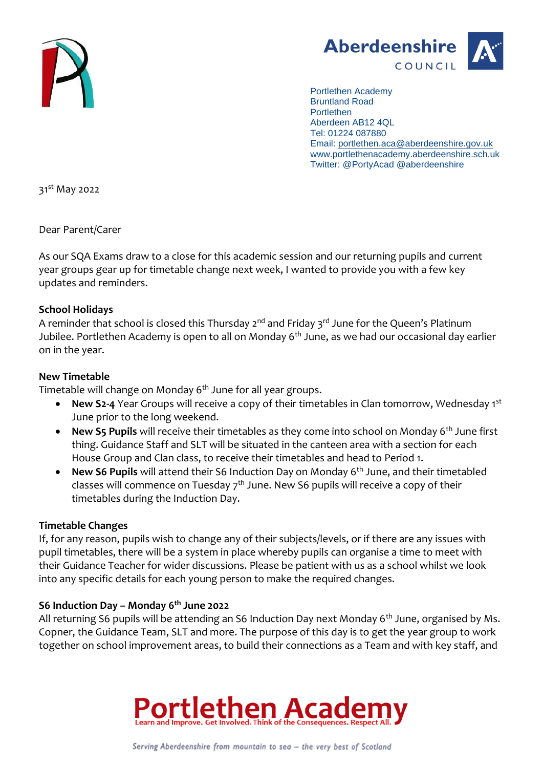Aberdeenshire COUNCIL

Portlethen Academy
Bruntland Road
Portlethen
Aberdeen AB12 4QL
Tel: 01224 087880
Email: portlethen.aca@aberdeenshire.gov.uk
www.portlethenacademy.aberdeenshire.sch.uk
Twitter: @PortyAcad @aberdeenshire

31st May 2022

Dear Parent/Carer

As our SQA Exams draw to a close for this academic session and our returning pupils and current year groups gear up for timetable change next week, I wanted to provide you with a few key updates and reminders.

**School Holidays**

A reminder that school is closed this Thursday 2nd and Friday 3rd June for the Queen's Platinum Jubilee. Portlethen Academy is open to all on Monday 6th June, as we had our occasional day earlier on in the year.

**New Timetable**

Timetable will change on Monday 6th June for all year groups.

- **New S2-4** Year Groups will receive a copy of their timetables in Clan tomorrow, Wednesday 1st June prior to the long weekend.
- **New S5 Pupils** will receive their timetables as they come into school on Monday 6th June first thing. Guidance Staff and SLT will be situated in the canteen area with a section for each House Group and Clan class, to receive their timetables and head to Period 1.
- **New S6 Pupils** will attend their S6 Induction Day on Monday 6th June, and their timetabled classes will commence on Tuesday 7th June. New S6 pupils will receive a copy of their timetables during the Induction Day.

**Timetable Changes**

If, for any reason, pupils wish to change any of their subjects/levels, or if there are any issues with pupil timetables, there will be a system in place whereby pupils can organise a time to meet with their Guidance Teacher for wider discussions. Please be patient with us as a school whilst we look into any specific details for each young person to make the required changes.

**S6 Induction Day – Monday 6th June 2022**

All returning S6 pupils will be attending an S6 Induction Day next Monday 6th June, organised by Ms. Copner, the Guidance Team, SLT and more. The purpose of this day is to get the year group to work together on school improvement areas, to build their connections as a Team and with key staff, and

Portlethen Academy
Learn and Improve. Get Involved. Think of the Consequences. Respect All.

Serving Aberdeenshire from mountain to sea – the very best of Scotland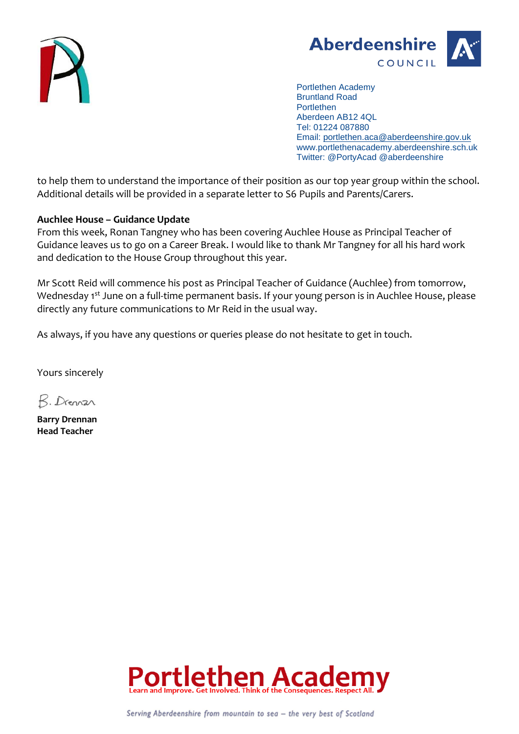Portlethen Academy
Bruntland Road
Portlethen
Aberdeen AB12 4QL
Tel: 01224 087880
Email: portlethen.aca@aberdeenshire.gov.uk
www.portlethenacademy.aberdeenshire.sch.uk
Twitter: @PortyAcad @aberdeenshire

to help them to understand the importance of their position as our top year group within the school. Additional details will be provided in a separate letter to S6 Pupils and Parents/Carers.

**Auchlee House – Guidance Update**

From this week, Ronan Tangney who has been covering Auchlee House as Principal Teacher of Guidance leaves us to go on a Career Break. I would like to thank Mr Tangney for all his hard work and dedication to the House Group throughout this year.

Mr Scott Reid will commence his post as Principal Teacher of Guidance (Auchlee) from tomorrow, Wednesday 1st June on a full-time permanent basis. If your young person is in Auchlee House, please directly any future communications to Mr Reid in the usual way.

As always, if you have any questions or queries please do not hesitate to get in touch.

Yours sincerely

B. Drennan

**Barry Drennan**
**Head Teacher**

Portlethen Academy
Learn and Improve. Get Involved. Think of the Consequences. Respect All.

Serving Aberdeenshire from mountain to sea – the very best of Scotland